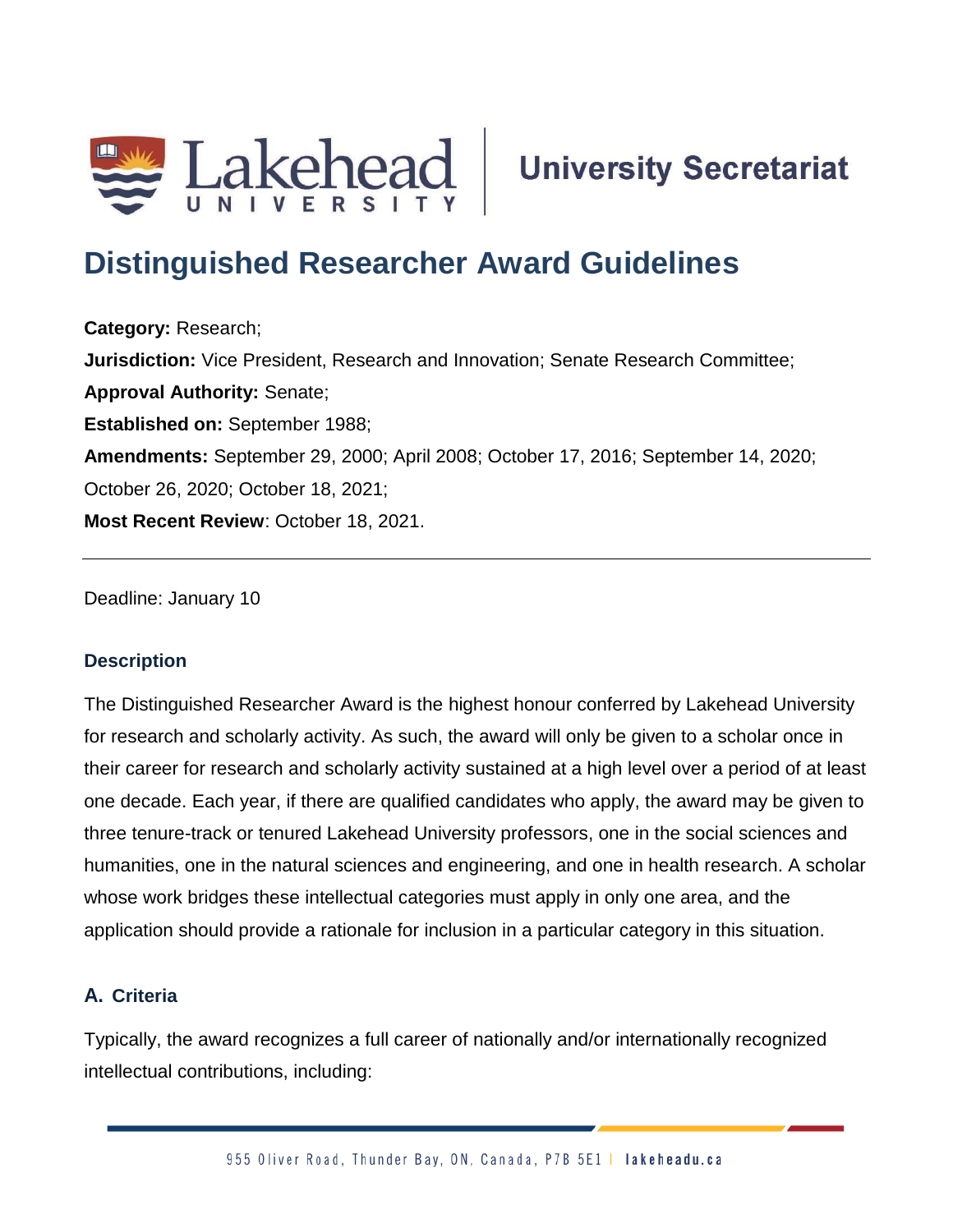University Secretariat

# Distinguished Researcher Award Guidelines

**Category:** Research;
**Jurisdiction:** Vice President, Research and Innovation; Senate Research Committee;
**Approval Authority:** Senate;
**Established on:** September 1988;
**Amendments:** September 29, 2000; April 2008; October 17, 2016; September 14, 2020; October 26, 2020; October 18, 2021;
**Most Recent Review**: October 18, 2021.

---

Deadline: January 10

### Description

The Distinguished Researcher Award is the highest honour conferred by Lakehead University for research and scholarly activity. As such, the award will only be given to a scholar once in their career for research and scholarly activity sustained at a high level over a period of at least one decade. Each year, if there are qualified candidates who apply, the award may be given to three tenure-track or tenured Lakehead University professors, one in the social sciences and humanities, one in the natural sciences and engineering, and one in health research. A scholar whose work bridges these intellectual categories must apply in only one area, and the application should provide a rationale for inclusion in a particular category in this situation.

### A. Criteria

Typically, the award recognizes a full career of nationally and/or internationally recognized intellectual contributions, including: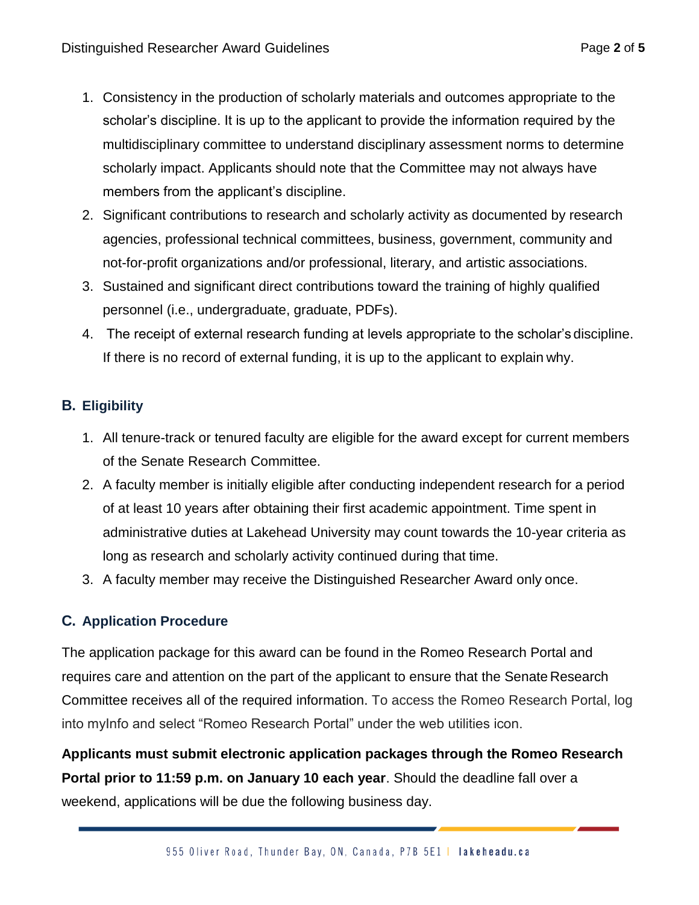1. Consistency in the production of scholarly materials and outcomes appropriate to the scholar's discipline. It is up to the applicant to provide the information required by the multidisciplinary committee to understand disciplinary assessment norms to determine scholarly impact. Applicants should note that the Committee may not always have members from the applicant's discipline.
2. Significant contributions to research and scholarly activity as documented by research agencies, professional technical committees, business, government, community and not-for-profit organizations and/or professional, literary, and artistic associations.
3. Sustained and significant direct contributions toward the training of highly qualified personnel (i.e., undergraduate, graduate, PDFs).
4. The receipt of external research funding at levels appropriate to the scholar's discipline. If there is no record of external funding, it is up to the applicant to explain why.

## B. Eligibility

1. All tenure-track or tenured faculty are eligible for the award except for current members of the Senate Research Committee.
2. A faculty member is initially eligible after conducting independent research for a period of at least 10 years after obtaining their first academic appointment. Time spent in administrative duties at Lakehead University may count towards the 10-year criteria as long as research and scholarly activity continued during that time.
3. A faculty member may receive the Distinguished Researcher Award only once.

## C. Application Procedure

The application package for this award can be found in the Romeo Research Portal and requires care and attention on the part of the applicant to ensure that the Senate Research Committee receives all of the required information. To access the Romeo Research Portal, log into myInfo and select "Romeo Research Portal" under the web utilities icon.

**Applicants must submit electronic application packages through the Romeo Research Portal prior to 11:59 p.m. on January 10 each year**. Should the deadline fall over a weekend, applications will be due the following business day.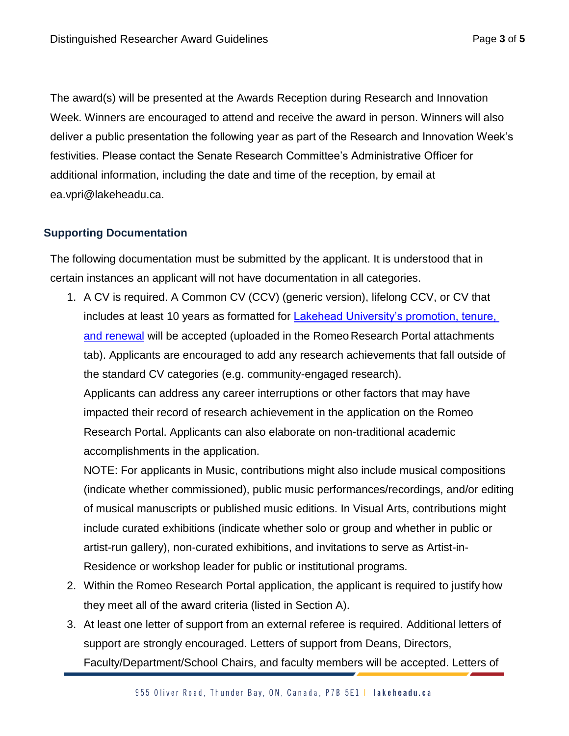The award(s) will be presented at the Awards Reception during Research and Innovation Week. Winners are encouraged to attend and receive the award in person. Winners will also deliver a public presentation the following year as part of the Research and Innovation Week's festivities. Please contact the Senate Research Committee's Administrative Officer for additional information, including the date and time of the reception, by email at ea.vpri@lakeheadu.ca.

### Supporting Documentation

The following documentation must be submitted by the applicant. It is understood that in certain instances an applicant will not have documentation in all categories.

1. A CV is required. A Common CV (CCV) (generic version), lifelong CCV, or CV that includes at least 10 years as formatted for [Lakehead University's promotion, tenure, and renewal]() will be accepted (uploaded in the Romeo Research Portal attachments tab). Applicants are encouraged to add any research achievements that fall outside of the standard CV categories (e.g. community-engaged research).

   Applicants can address any career interruptions or other factors that may have impacted their record of research achievement in the application on the Romeo Research Portal. Applicants can also elaborate on non-traditional academic accomplishments in the application.

   NOTE: For applicants in Music, contributions might also include musical compositions (indicate whether commissioned), public music performances/recordings, and/or editing of musical manuscripts or published music editions. In Visual Arts, contributions might include curated exhibitions (indicate whether solo or group and whether in public or artist-run gallery), non-curated exhibitions, and invitations to serve as Artist-in-Residence or workshop leader for public or institutional programs.
2. Within the Romeo Research Portal application, the applicant is required to justify how they meet all of the award criteria (listed in Section A).
3. At least one letter of support from an external referee is required. Additional letters of support are strongly encouraged. Letters of support from Deans, Directors, Faculty/Department/School Chairs, and faculty members will be accepted. Letters of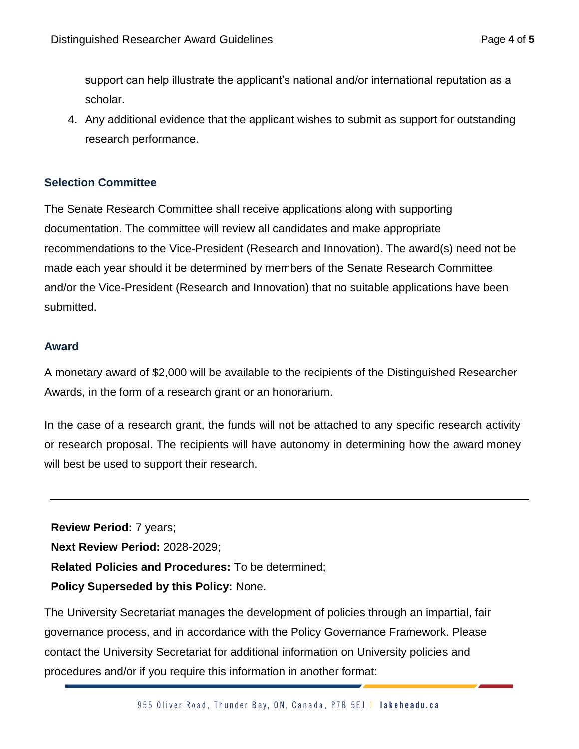support can help illustrate the applicant's national and/or international reputation as a scholar.

4. Any additional evidence that the applicant wishes to submit as support for outstanding research performance.

## Selection Committee

The Senate Research Committee shall receive applications along with supporting documentation. The committee will review all candidates and make appropriate recommendations to the Vice-President (Research and Innovation). The award(s) need not be made each year should it be determined by members of the Senate Research Committee and/or the Vice-President (Research and Innovation) that no suitable applications have been submitted.

## Award

A monetary award of $2,000 will be available to the recipients of the Distinguished Researcher Awards, in the form of a research grant or an honorarium.

In the case of a research grant, the funds will not be attached to any specific research activity or research proposal. The recipients will have autonomy in determining how the award money will best be used to support their research.

---

**Review Period:** 7 years;

**Next Review Period:** 2028-2029;

**Related Policies and Procedures:** To be determined;

**Policy Superseded by this Policy:** None.

The University Secretariat manages the development of policies through an impartial, fair governance process, and in accordance with the Policy Governance Framework. Please contact the University Secretariat for additional information on University policies and procedures and/or if you require this information in another format: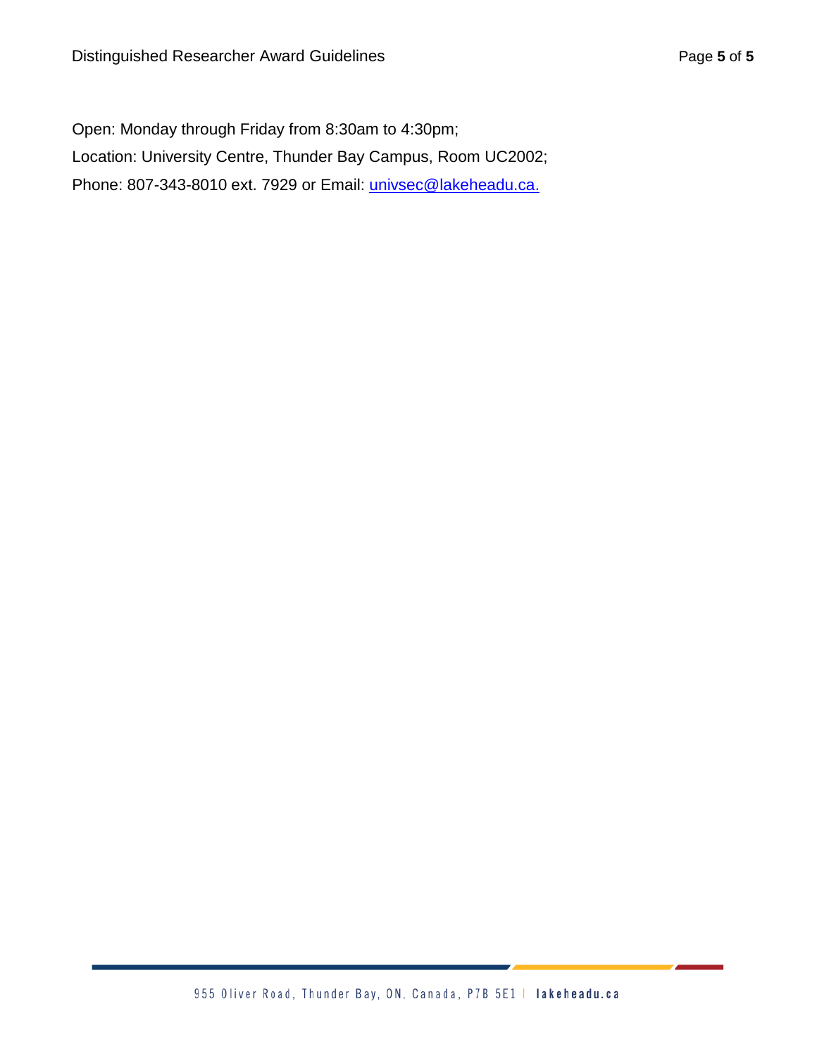Open: Monday through Friday from 8:30am to 4:30pm;

Location: University Centre, Thunder Bay Campus, Room UC2002;

Phone: 807-343-8010 ext. 7929 or Email: univsec@lakeheadu.ca.